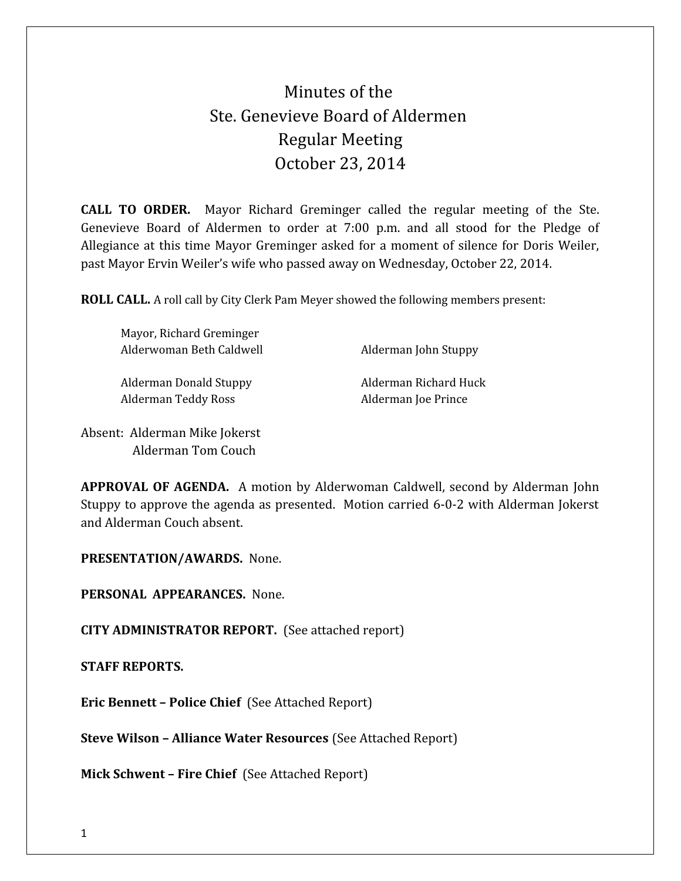# Minutes of the Ste. Genevieve Board of Aldermen Regular Meeting October 23, 2014

**CALL TO ORDER.** Mayor Richard Greminger called the regular meeting of the Ste. Genevieve Board of Aldermen to order at 7:00 p.m. and all stood for the Pledge of Allegiance at this time Mayor Greminger asked for a moment of silence for Doris Weiler, past Mayor Ervin Weiler's wife who passed away on Wednesday, October 22, 2014.

**ROLL CALL.** A roll call by City Clerk Pam Meyer showed the following members present:

Mayor, Richard Greminger
Alderwoman Beth Caldwell
Alderman John Stuppy
Alderman Donald Stuppy
Alderman Richard Huck
Alderman Teddy Ross
Alderman Joe Prince

Absent: Alderman Mike Jokerst
Alderman Tom Couch

**APPROVAL OF AGENDA.** A motion by Alderwoman Caldwell, second by Alderman John Stuppy to approve the agenda as presented. Motion carried 6-0-2 with Alderman Jokerst and Alderman Couch absent.

**PRESENTATION/AWARDS.** None.

**PERSONAL APPEARANCES.** None.

**CITY ADMINISTRATOR REPORT.** (See attached report)

**STAFF REPORTS.**

**Eric Bennett – Police Chief** (See Attached Report)

**Steve Wilson – Alliance Water Resources** (See Attached Report)

**Mick Schwent – Fire Chief** (See Attached Report)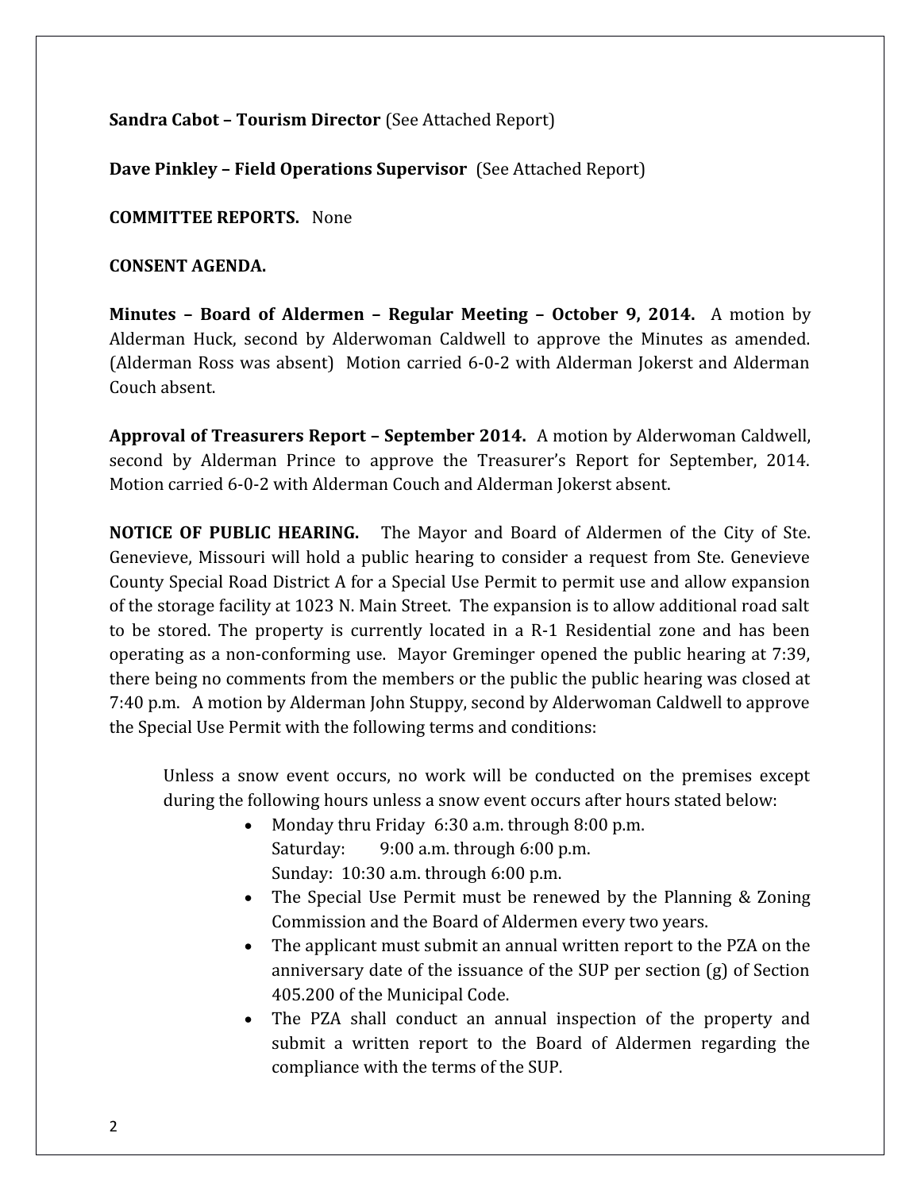**Sandra Cabot – Tourism Director** (See Attached Report)

**Dave Pinkley – Field Operations Supervisor** (See Attached Report)

**COMMITTEE REPORTS.** None

**CONSENT AGENDA.**

**Minutes – Board of Aldermen – Regular Meeting – October 9, 2014.** A motion by Alderman Huck, second by Alderwoman Caldwell to approve the Minutes as amended. (Alderman Ross was absent) Motion carried 6-0-2 with Alderman Jokerst and Alderman Couch absent.

**Approval of Treasurers Report – September 2014.** A motion by Alderwoman Caldwell, second by Alderman Prince to approve the Treasurer's Report for September, 2014. Motion carried 6-0-2 with Alderman Couch and Alderman Jokerst absent.

**NOTICE OF PUBLIC HEARING.** The Mayor and Board of Aldermen of the City of Ste. Genevieve, Missouri will hold a public hearing to consider a request from Ste. Genevieve County Special Road District A for a Special Use Permit to permit use and allow expansion of the storage facility at 1023 N. Main Street. The expansion is to allow additional road salt to be stored. The property is currently located in a R-1 Residential zone and has been operating as a non-conforming use. Mayor Greminger opened the public hearing at 7:39, there being no comments from the members or the public the public hearing was closed at 7:40 p.m. A motion by Alderman John Stuppy, second by Alderwoman Caldwell to approve the Special Use Permit with the following terms and conditions:

> Unless a snow event occurs, no work will be conducted on the premises except during the following hours unless a snow event occurs after hours stated below:
>
> - Monday thru Friday 6:30 a.m. through 8:00 p.m.
>   Saturday: 9:00 a.m. through 6:00 p.m.
>   Sunday: 10:30 a.m. through 6:00 p.m.
> - The Special Use Permit must be renewed by the Planning & Zoning Commission and the Board of Aldermen every two years.
> - The applicant must submit an annual written report to the PZA on the anniversary date of the issuance of the SUP per section (g) of Section 405.200 of the Municipal Code.
> - The PZA shall conduct an annual inspection of the property and submit a written report to the Board of Aldermen regarding the compliance with the terms of the SUP.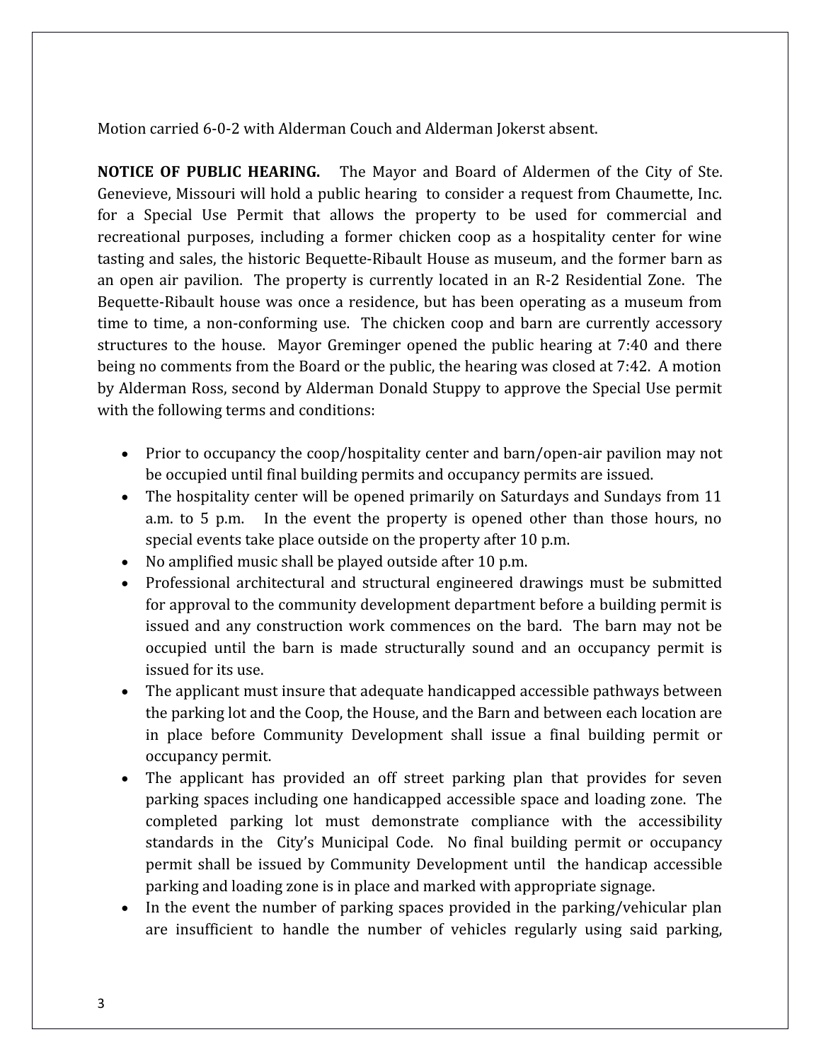Motion carried 6-0-2 with Alderman Couch and Alderman Jokerst absent.

**NOTICE OF PUBLIC HEARING.** The Mayor and Board of Aldermen of the City of Ste. Genevieve, Missouri will hold a public hearing to consider a request from Chaumette, Inc. for a Special Use Permit that allows the property to be used for commercial and recreational purposes, including a former chicken coop as a hospitality center for wine tasting and sales, the historic Bequette-Ribault House as museum, and the former barn as an open air pavilion. The property is currently located in an R-2 Residential Zone. The Bequette-Ribault house was once a residence, but has been operating as a museum from time to time, a non-conforming use. The chicken coop and barn are currently accessory structures to the house. Mayor Greminger opened the public hearing at 7:40 and there being no comments from the Board or the public, the hearing was closed at 7:42. A motion by Alderman Ross, second by Alderman Donald Stuppy to approve the Special Use permit with the following terms and conditions:

- Prior to occupancy the coop/hospitality center and barn/open-air pavilion may not be occupied until final building permits and occupancy permits are issued.
- The hospitality center will be opened primarily on Saturdays and Sundays from 11 a.m. to 5 p.m. In the event the property is opened other than those hours, no special events take place outside on the property after 10 p.m.
- No amplified music shall be played outside after 10 p.m.
- Professional architectural and structural engineered drawings must be submitted for approval to the community development department before a building permit is issued and any construction work commences on the bard. The barn may not be occupied until the barn is made structurally sound and an occupancy permit is issued for its use.
- The applicant must insure that adequate handicapped accessible pathways between the parking lot and the Coop, the House, and the Barn and between each location are in place before Community Development shall issue a final building permit or occupancy permit.
- The applicant has provided an off street parking plan that provides for seven parking spaces including one handicapped accessible space and loading zone. The completed parking lot must demonstrate compliance with the accessibility standards in the City's Municipal Code. No final building permit or occupancy permit shall be issued by Community Development until the handicap accessible parking and loading zone is in place and marked with appropriate signage.
- In the event the number of parking spaces provided in the parking/vehicular plan are insufficient to handle the number of vehicles regularly using said parking,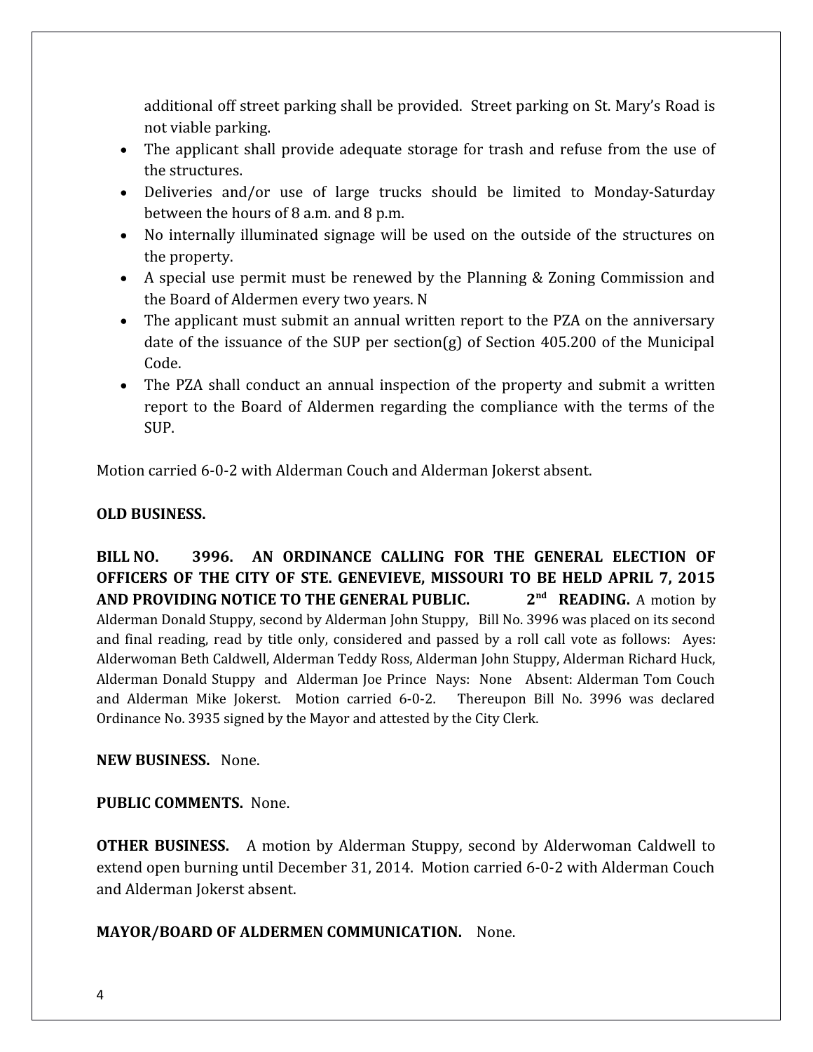additional off street parking shall be provided. Street parking on St. Mary's Road is not viable parking.

- The applicant shall provide adequate storage for trash and refuse from the use of the structures.
- Deliveries and/or use of large trucks should be limited to Monday-Saturday between the hours of 8 a.m. and 8 p.m.
- No internally illuminated signage will be used on the outside of the structures on the property.
- A special use permit must be renewed by the Planning & Zoning Commission and the Board of Aldermen every two years. N
- The applicant must submit an annual written report to the PZA on the anniversary date of the issuance of the SUP per section(g) of Section 405.200 of the Municipal Code.
- The PZA shall conduct an annual inspection of the property and submit a written report to the Board of Aldermen regarding the compliance with the terms of the SUP.

Motion carried 6-0-2 with Alderman Couch and Alderman Jokerst absent.

**OLD BUSINESS.**

**BILL NO. 3996. AN ORDINANCE CALLING FOR THE GENERAL ELECTION OF OFFICERS OF THE CITY OF STE. GENEVIEVE, MISSOURI TO BE HELD APRIL 7, 2015 AND PROVIDING NOTICE TO THE GENERAL PUBLIC. 2nd READING.** A motion by Alderman Donald Stuppy, second by Alderman John Stuppy, Bill No. 3996 was placed on its second and final reading, read by title only, considered and passed by a roll call vote as follows: Ayes: Alderwoman Beth Caldwell, Alderman Teddy Ross, Alderman John Stuppy, Alderman Richard Huck, Alderman Donald Stuppy and Alderman Joe Prince Nays: None Absent: Alderman Tom Couch and Alderman Mike Jokerst. Motion carried 6-0-2. Thereupon Bill No. 3996 was declared Ordinance No. 3935 signed by the Mayor and attested by the City Clerk.

**NEW BUSINESS.** None.

**PUBLIC COMMENTS.** None.

**OTHER BUSINESS.** A motion by Alderman Stuppy, second by Alderwoman Caldwell to extend open burning until December 31, 2014. Motion carried 6-0-2 with Alderman Couch and Alderman Jokerst absent.

**MAYOR/BOARD OF ALDERMEN COMMUNICATION.** None.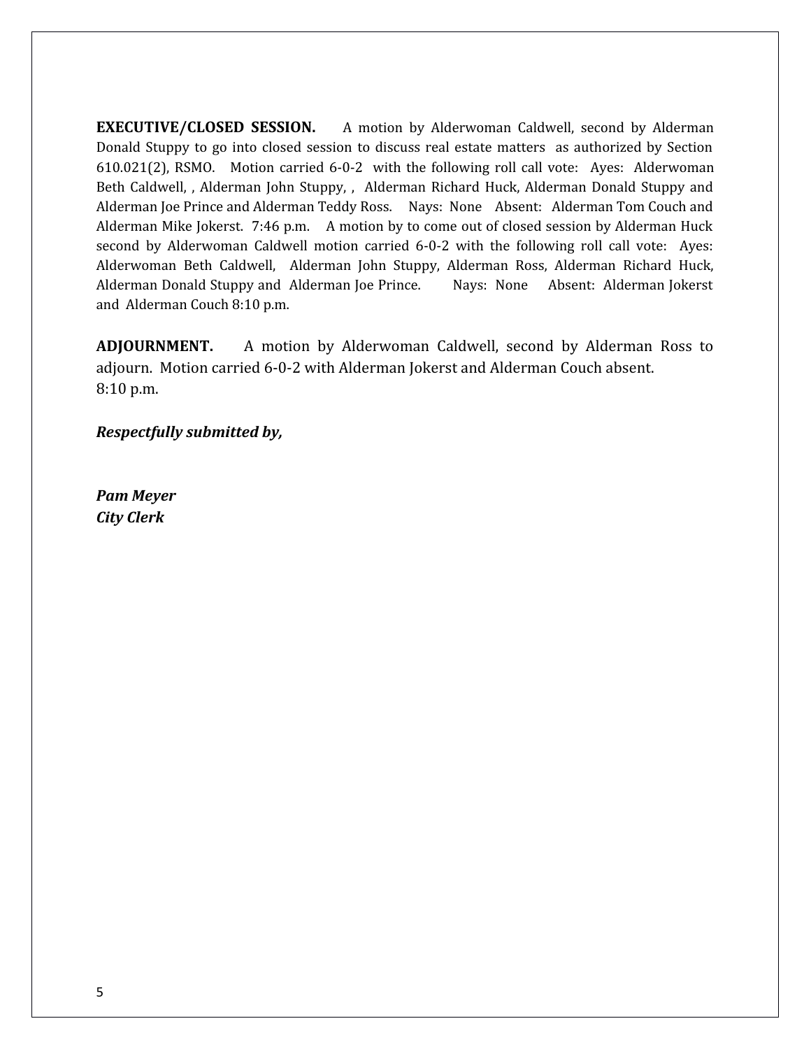**EXECUTIVE/CLOSED SESSION.** A motion by Alderwoman Caldwell, second by Alderman Donald Stuppy to go into closed session to discuss real estate matters as authorized by Section 610.021(2), RSMO. Motion carried 6-0-2 with the following roll call vote: Ayes: Alderwoman Beth Caldwell, , Alderman John Stuppy, , Alderman Richard Huck, Alderman Donald Stuppy and Alderman Joe Prince and Alderman Teddy Ross. Nays: None Absent: Alderman Tom Couch and Alderman Mike Jokerst. 7:46 p.m. A motion by to come out of closed session by Alderman Huck second by Alderwoman Caldwell motion carried 6-0-2 with the following roll call vote: Ayes: Alderwoman Beth Caldwell, Alderman John Stuppy, Alderman Ross, Alderman Richard Huck, Alderman Donald Stuppy and Alderman Joe Prince. Nays: None Absent: Alderman Jokerst and Alderman Couch 8:10 p.m.

**ADJOURNMENT.** A motion by Alderwoman Caldwell, second by Alderman Ross to adjourn. Motion carried 6-0-2 with Alderman Jokerst and Alderman Couch absent.
8:10 p.m.

***Respectfully submitted by,***

***Pam Meyer***
***City Clerk***